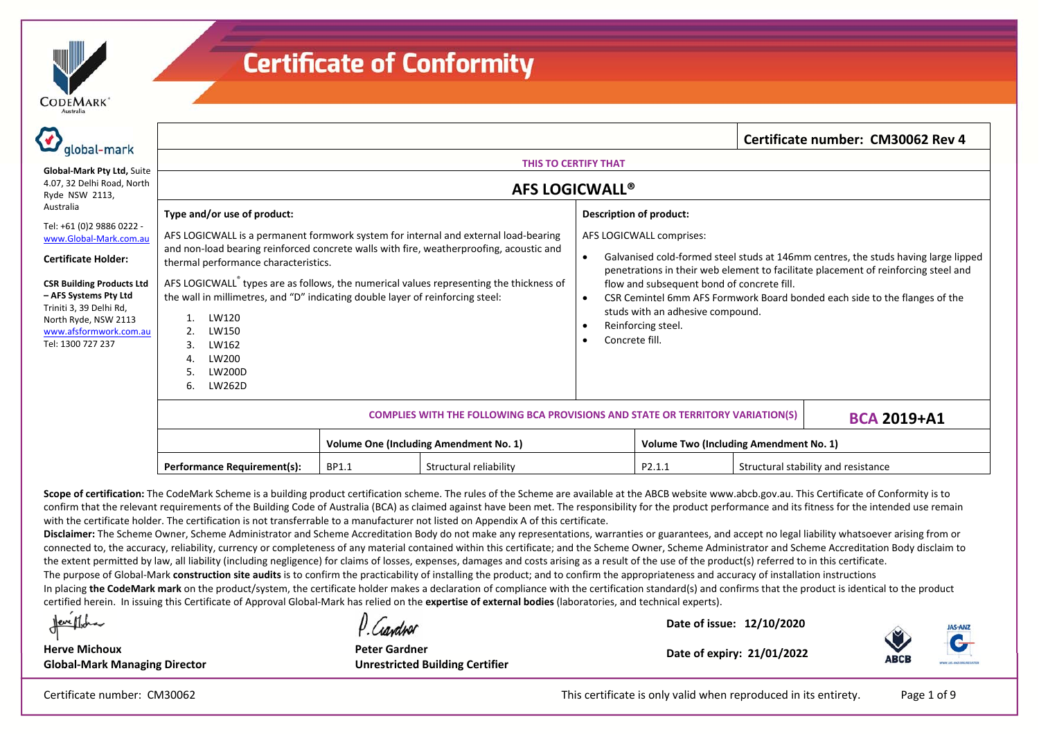# Certificate of Conformity

**Global-Mark Pty Ltd,** Suite 4.07, 32 Delhi Road, North Ryde NSW 2113, Australia

Tel: +61 (0)2 9886 0222 - www.Global-Mark.com.au

**Certificate Holder:**

**CSR Building Products Ltd – AFS Systems Pty Ltd**
Triniti 3, 39 Delhi Rd, North Ryde, NSW 2113
www.afsformwork.com.au
Tel: 1300 727 237

**Certificate number: CM30062 Rev 4**

THIS TO CERTIFY THAT

## AFS LOGICWALL®

**Type and/or use of product:**

AFS LOGICWALL is a permanent formwork system for internal and external load-bearing and non-load bearing reinforced concrete walls with fire, weatherproofing, acoustic and thermal performance characteristics.

AFS LOGICWALL® types are as follows, the numerical values representing the thickness of the wall in millimetres, and "D" indicating double layer of reinforcing steel:

1. LW120
2. LW150
3. LW162
4. LW200
5. LW200D
6. LW262D

**Description of product:**

AFS LOGICWALL comprises:

- Galvanised cold-formed steel studs at 146mm centres, the studs having large lipped penetrations in their web element to facilitate placement of reinforcing steel and flow and subsequent bond of concrete fill.
- CSR Cemintel 6mm AFS Formwork Board bonded each side to the flanges of the studs with an adhesive compound.
- Reinforcing steel.
- Concrete fill.

**COMPLIES WITH THE FOLLOWING BCA PROVISIONS AND STATE OR TERRITORY VARIATION(S)** — **BCA 2019+A1**

| | Volume One (Including Amendment No. 1) | | Volume Two (Including Amendment No. 1) | |
|---|---|---|---|---|
| **Performance Requirement(s):** | BP1.1 | Structural reliability | P2.1.1 | Structural stability and resistance |

**Scope of certification:** The CodeMark Scheme is a building product certification scheme. The rules of the Scheme are available at the ABCB website www.abcb.gov.au. This Certificate of Conformity is to confirm that the relevant requirements of the Building Code of Australia (BCA) as claimed against have been met. The responsibility for the product performance and its fitness for the intended use remain with the certificate holder. The certification is not transferrable to a manufacturer not listed on Appendix A of this certificate.

**Disclaimer:** The Scheme Owner, Scheme Administrator and Scheme Accreditation Body do not make any representations, warranties or guarantees, and accept no legal liability whatsoever arising from or connected to, the accuracy, reliability, currency or completeness of any material contained within this certificate; and the Scheme Owner, Scheme Administrator and Scheme Accreditation Body disclaim to the extent permitted by law, all liability (including negligence) for claims of losses, expenses, damages and costs arising as a result of the use of the product(s) referred to in this certificate.

The purpose of Global-Mark **construction site audits** is to confirm the practicability of installing the product; and to confirm the appropriateness and accuracy of installation instructions

In placing **the CodeMark mark** on the product/system, the certificate holder makes a declaration of compliance with the certification standard(s) and confirms that the product is identical to the product certified herein. In issuing this Certificate of Approval Global-Mark has relied on the **expertise of external bodies** (laboratories, and technical experts).

**Herve Michoux**
**Global-Mark Managing Director**

**Peter Gardner**
**Unrestricted Building Certifier**

**Date of issue: 12/10/2020**

**Date of expiry: 21/01/2022**

This certificate is only valid when reproduced in its entirety.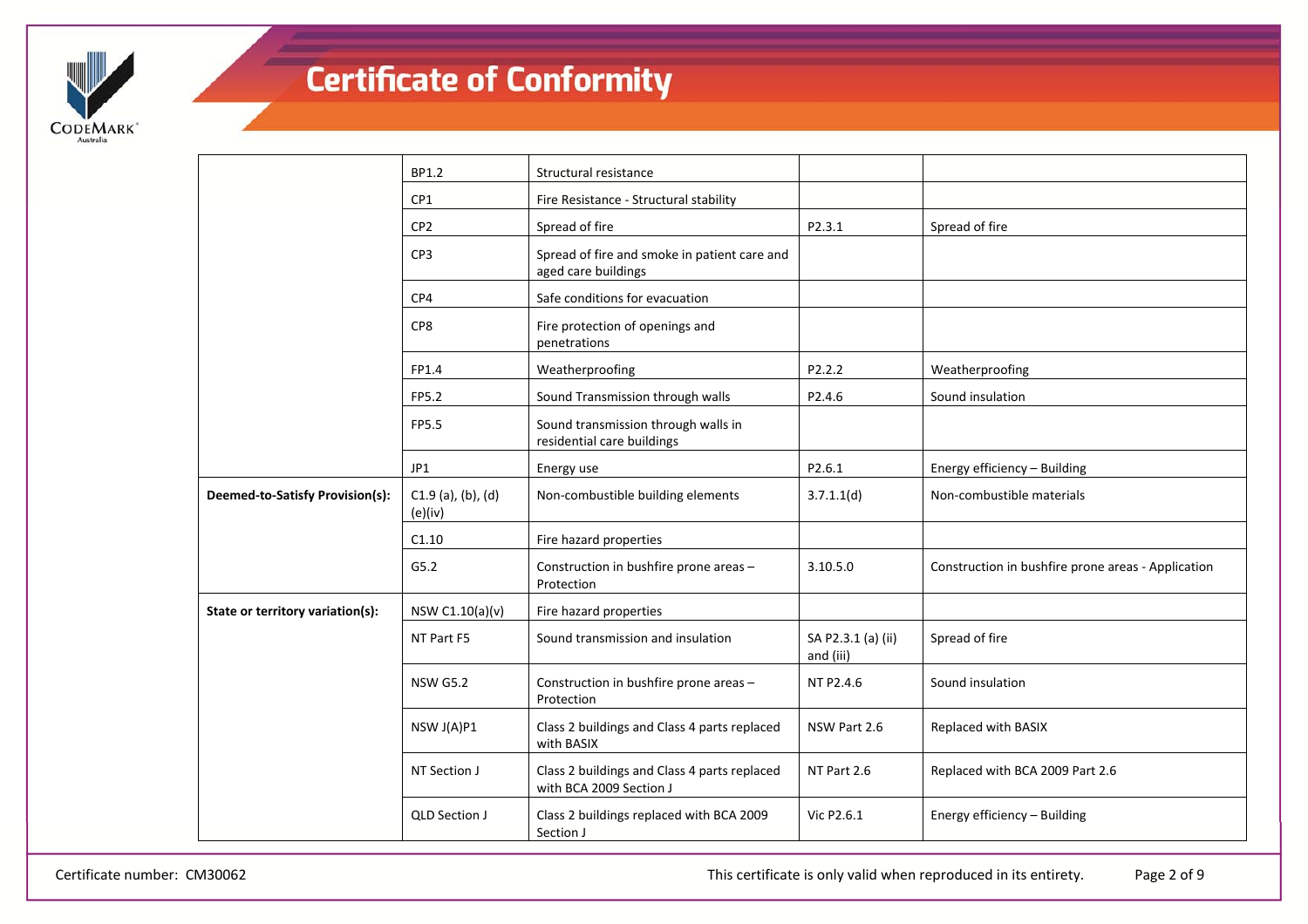# Certificate of Conformity

| | | | | |
|---|---|---|---|---|
| | BP1.2 | Structural resistance | | |
| | CP1 | Fire Resistance - Structural stability | | |
| | CP2 | Spread of fire | P2.3.1 | Spread of fire |
| | CP3 | Spread of fire and smoke in patient care and aged care buildings | | |
| | CP4 | Safe conditions for evacuation | | |
| | CP8 | Fire protection of openings and penetrations | | |
| | FP1.4 | Weatherproofing | P2.2.2 | Weatherproofing |
| | FP5.2 | Sound Transmission through walls | P2.4.6 | Sound insulation |
| | FP5.5 | Sound transmission through walls in residential care buildings | | |
| | JP1 | Energy use | P2.6.1 | Energy efficiency – Building |
| **Deemed-to-Satisfy Provision(s):** | C1.9 (a), (b), (d) (e)(iv) | Non-combustible building elements | 3.7.1.1(d) | Non-combustible materials |
| | C1.10 | Fire hazard properties | | |
| | G5.2 | Construction in bushfire prone areas – Protection | 3.10.5.0 | Construction in bushfire prone areas - Application |
| **State or territory variation(s):** | NSW C1.10(a)(v) | Fire hazard properties | | |
| | NT Part F5 | Sound transmission and insulation | SA P2.3.1 (a) (ii) and (iii) | Spread of fire |
| | NSW G5.2 | Construction in bushfire prone areas – Protection | NT P2.4.6 | Sound insulation |
| | NSW J(A)P1 | Class 2 buildings and Class 4 parts replaced with BASIX | NSW Part 2.6 | Replaced with BASIX |
| | NT Section J | Class 2 buildings and Class 4 parts replaced with BCA 2009 Section J | NT Part 2.6 | Replaced with BCA 2009 Part 2.6 |
| | QLD Section J | Class 2 buildings replaced with BCA 2009 Section J | Vic P2.6.1 | Energy efficiency – Building |

Certificate number: CM30062

This certificate is only valid when reproduced in its entirety.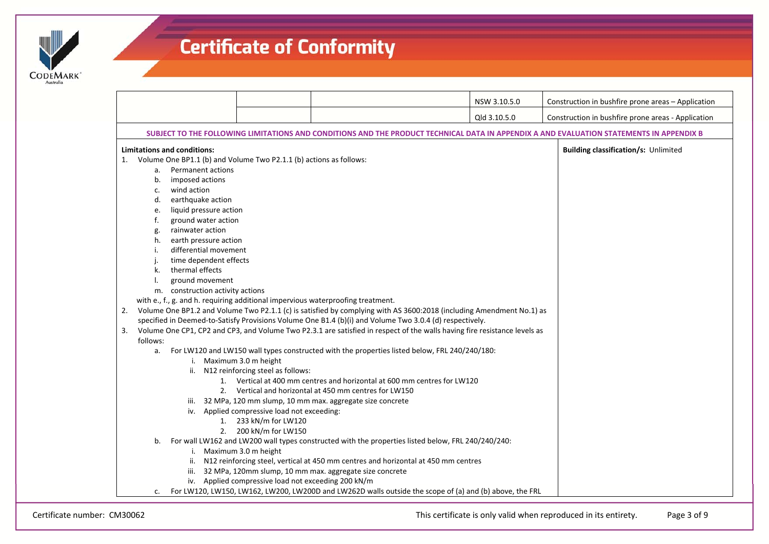# Certificate of Conformity

| | | | | |
|---|---|---|---|---|
| | | | NSW 3.10.5.0 | Construction in bushfire prone areas – Application |
| | | | Qld 3.10.5.0 | Construction in bushfire prone areas - Application |

**SUBJECT TO THE FOLLOWING LIMITATIONS AND CONDITIONS AND THE PRODUCT TECHNICAL DATA IN APPENDIX A AND EVALUATION STATEMENTS IN APPENDIX B**

**Building classification/s:** Unlimited

**Limitations and conditions:**

1. Volume One BP1.1 (b) and Volume Two P2.1.1 (b) actions as follows:
   a. Permanent actions
   b. imposed actions
   c. wind action
   d. earthquake action
   e. liquid pressure action
   f. ground water action
   g. rainwater action
   h. earth pressure action
   i. differential movement
   j. time dependent effects
   k. thermal effects
   l. ground movement
   m. construction activity actions

   with e., f., g. and h. requiring additional impervious waterproofing treatment.
2. Volume One BP1.2 and Volume Two P2.1.1 (c) is satisfied by complying with AS 3600:2018 (including Amendment No.1) as specified in Deemed-to-Satisfy Provisions Volume One B1.4 (b)(i) and Volume Two 3.0.4 (d) respectively.
3. Volume One CP1, CP2 and CP3, and Volume Two P2.3.1 are satisfied in respect of the walls having fire resistance levels as follows:
   a. For LW120 and LW150 wall types constructed with the properties listed below, FRL 240/240/180:
      i. Maximum 3.0 m height
      ii. N12 reinforcing steel as follows:
         1. Vertical at 400 mm centres and horizontal at 600 mm centres for LW120
         2. Vertical and horizontal at 450 mm centres for LW150
      iii. 32 MPa, 120 mm slump, 10 mm max. aggregate size concrete
      iv. Applied compressive load not exceeding:
         1. 233 kN/m for LW120
         2. 200 kN/m for LW150
   b. For wall LW162 and LW200 wall types constructed with the properties listed below, FRL 240/240/240:
      i. Maximum 3.0 m height
      ii. N12 reinforcing steel, vertical at 450 mm centres and horizontal at 450 mm centres
      iii. 32 MPa, 120mm slump, 10 mm max. aggregate size concrete
      iv. Applied compressive load not exceeding 200 kN/m
   c. For LW120, LW150, LW162, LW200, LW200D and LW262D walls outside the scope of (a) and (b) above, the FRL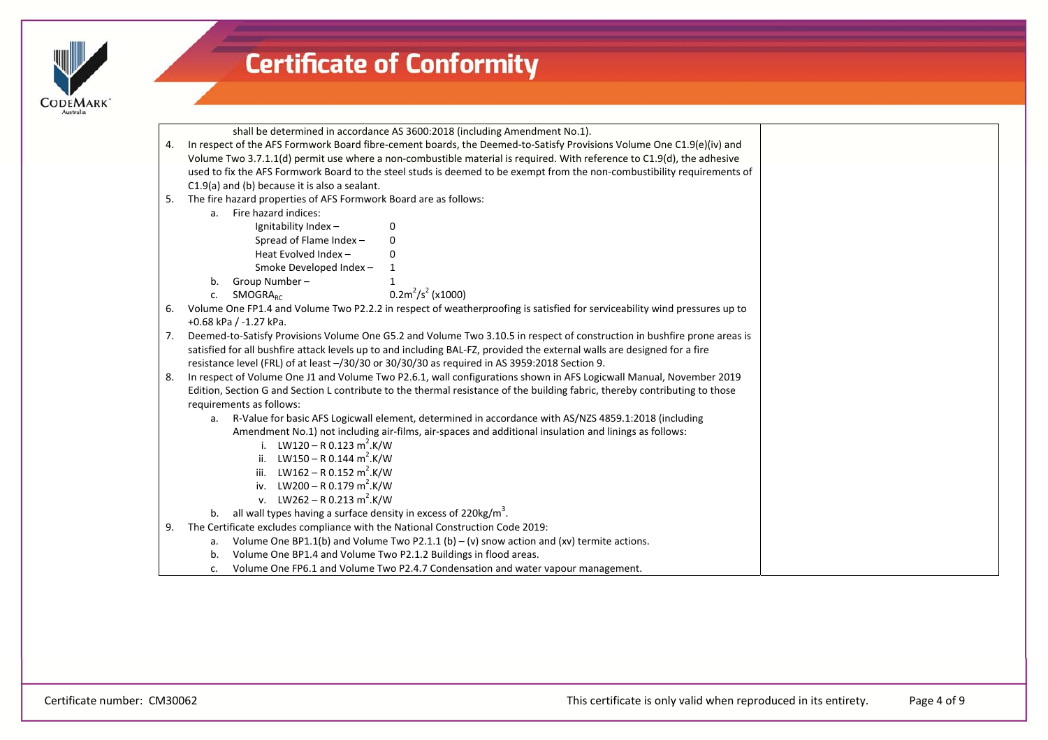shall be determined in accordance AS 3600:2018 (including Amendment No.1).

4. In respect of the AFS Formwork Board fibre-cement boards, the Deemed-to-Satisfy Provisions Volume One C1.9(e)(iv) and Volume Two 3.7.1.1(d) permit use where a non-combustible material is required. With reference to C1.9(d), the adhesive used to fix the AFS Formwork Board to the steel studs is deemed to be exempt from the non-combustibility requirements of C1.9(a) and (b) because it is also a sealant.
5. The fire hazard properties of AFS Formwork Board are as follows:
   a. Fire hazard indices:
      - Ignitability Index – 0
      - Spread of Flame Index – 0
      - Heat Evolved Index – 0
      - Smoke Developed Index – 1
   b. Group Number – 1
   c. $SMOGRA_{RC}$ $0.2m^2/s^2$ (x1000)
6. Volume One FP1.4 and Volume Two P2.2.2 in respect of weatherproofing is satisfied for serviceability wind pressures up to +0.68 kPa / -1.27 kPa.
7. Deemed-to-Satisfy Provisions Volume One G5.2 and Volume Two 3.10.5 in respect of construction in bushfire prone areas is satisfied for all bushfire attack levels up to and including BAL-FZ, provided the external walls are designed for a fire resistance level (FRL) of at least –/30/30 or 30/30/30 as required in AS 3959:2018 Section 9.
8. In respect of Volume One J1 and Volume Two P2.6.1, wall configurations shown in AFS Logicwall Manual, November 2019 Edition, Section G and Section L contribute to the thermal resistance of the building fabric, thereby contributing to those requirements as follows:
   a. R-Value for basic AFS Logicwall element, determined in accordance with AS/NZS 4859.1:2018 (including Amendment No.1) not including air-films, air-spaces and additional insulation and linings as follows:
      i. LW120 – R 0.123 $m^2$.K/W
      ii. LW150 – R 0.144 $m^2$.K/W
      iii. LW162 – R 0.152 $m^2$.K/W
      iv. LW200 – R 0.179 $m^2$.K/W
      v. LW262 – R 0.213 $m^2$.K/W
   b. all wall types having a surface density in excess of $220kg/m^3$.
9. The Certificate excludes compliance with the National Construction Code 2019:
   a. Volume One BP1.1(b) and Volume Two P2.1.1 (b) – (v) snow action and (xv) termite actions.
   b. Volume One BP1.4 and Volume Two P2.1.2 Buildings in flood areas.
   c. Volume One FP6.1 and Volume Two P2.4.7 Condensation and water vapour management.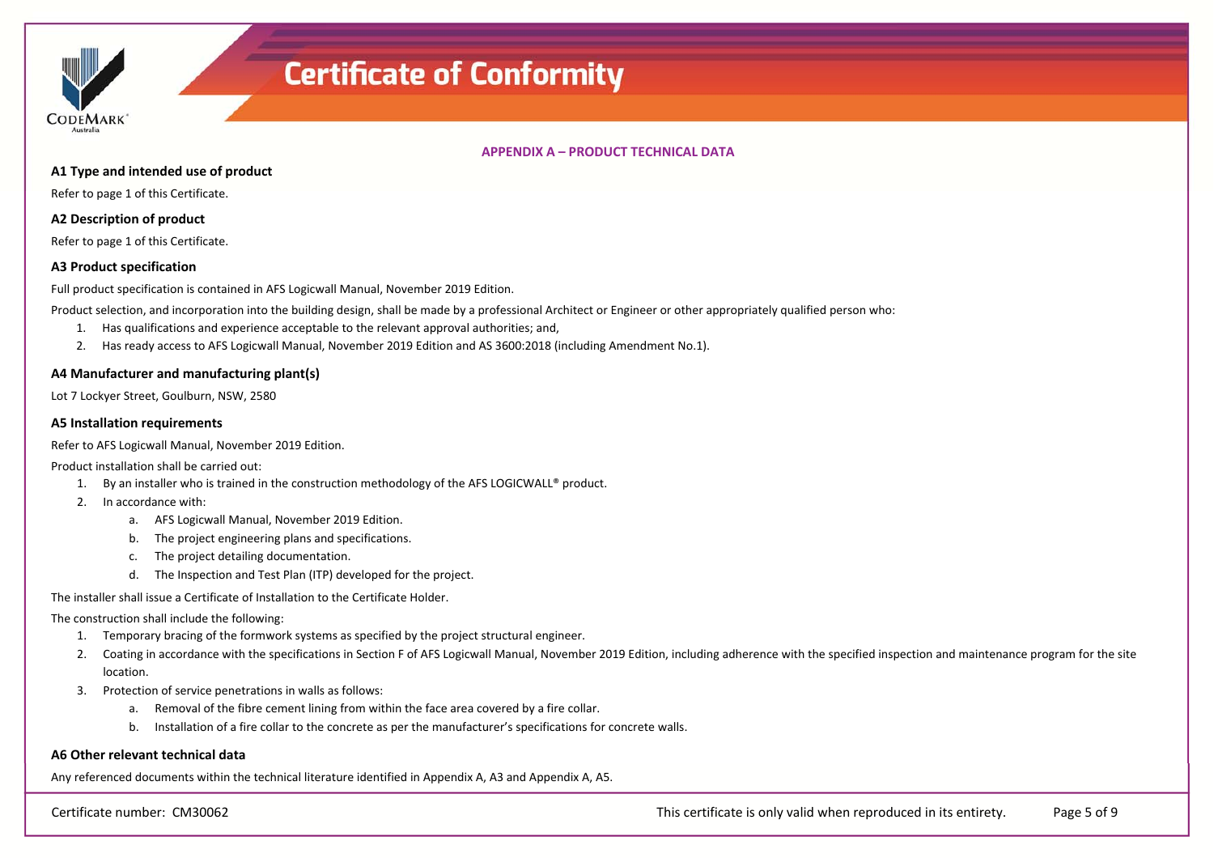# Certificate of Conformity

## APPENDIX A – PRODUCT TECHNICAL DATA

### A1 Type and intended use of product

Refer to page 1 of this Certificate.

### A2 Description of product

Refer to page 1 of this Certificate.

### A3 Product specification

Full product specification is contained in AFS Logicwall Manual, November 2019 Edition.

Product selection, and incorporation into the building design, shall be made by a professional Architect or Engineer or other appropriately qualified person who:

1. Has qualifications and experience acceptable to the relevant approval authorities; and,
2. Has ready access to AFS Logicwall Manual, November 2019 Edition and AS 3600:2018 (including Amendment No.1).

### A4 Manufacturer and manufacturing plant(s)

Lot 7 Lockyer Street, Goulburn, NSW, 2580

### A5 Installation requirements

Refer to AFS Logicwall Manual, November 2019 Edition.

Product installation shall be carried out:

1. By an installer who is trained in the construction methodology of the AFS LOGICWALL® product.
2. In accordance with:
   a. AFS Logicwall Manual, November 2019 Edition.
   b. The project engineering plans and specifications.
   c. The project detailing documentation.
   d. The Inspection and Test Plan (ITP) developed for the project.

The installer shall issue a Certificate of Installation to the Certificate Holder.

The construction shall include the following:

1. Temporary bracing of the formwork systems as specified by the project structural engineer.
2. Coating in accordance with the specifications in Section F of AFS Logicwall Manual, November 2019 Edition, including adherence with the specified inspection and maintenance program for the site location.
3. Protection of service penetrations in walls as follows:
   a. Removal of the fibre cement lining from within the face area covered by a fire collar.
   b. Installation of a fire collar to the concrete as per the manufacturer's specifications for concrete walls.

### A6 Other relevant technical data

Any referenced documents within the technical literature identified in Appendix A, A3 and Appendix A, A5.

Certificate number: CM30062

This certificate is only valid when reproduced in its entirety.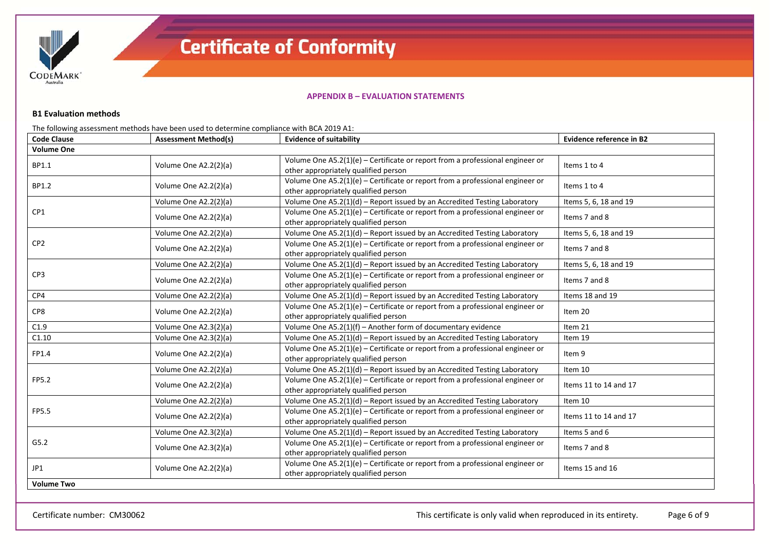## APPENDIX B – EVALUATION STATEMENTS

### B1 Evaluation methods

The following assessment methods have been used to determine compliance with BCA 2019 A1:

| Code Clause | Assessment Method(s) | Evidence of suitability | Evidence reference in B2 |
|---|---|---|---|
| **Volume One** | | | |
| BP1.1 | Volume One A2.2(2)(a) | Volume One A5.2(1)(e) – Certificate or report from a professional engineer or other appropriately qualified person | Items 1 to 4 |
| BP1.2 | Volume One A2.2(2)(a) | Volume One A5.2(1)(e) – Certificate or report from a professional engineer or other appropriately qualified person | Items 1 to 4 |
| CP1 | Volume One A2.2(2)(a) | Volume One A5.2(1)(d) – Report issued by an Accredited Testing Laboratory | Items 5, 6, 18 and 19 |
| | Volume One A2.2(2)(a) | Volume One A5.2(1)(e) – Certificate or report from a professional engineer or other appropriately qualified person | Items 7 and 8 |
| CP2 | Volume One A2.2(2)(a) | Volume One A5.2(1)(d) – Report issued by an Accredited Testing Laboratory | Items 5, 6, 18 and 19 |
| | Volume One A2.2(2)(a) | Volume One A5.2(1)(e) – Certificate or report from a professional engineer or other appropriately qualified person | Items 7 and 8 |
| CP3 | Volume One A2.2(2)(a) | Volume One A5.2(1)(d) – Report issued by an Accredited Testing Laboratory | Items 5, 6, 18 and 19 |
| | Volume One A2.2(2)(a) | Volume One A5.2(1)(e) – Certificate or report from a professional engineer or other appropriately qualified person | Items 7 and 8 |
| CP4 | Volume One A2.2(2)(a) | Volume One A5.2(1)(d) – Report issued by an Accredited Testing Laboratory | Items 18 and 19 |
| CP8 | Volume One A2.2(2)(a) | Volume One A5.2(1)(e) – Certificate or report from a professional engineer or other appropriately qualified person | Item 20 |
| C1.9 | Volume One A2.3(2)(a) | Volume One A5.2(1)(f) – Another form of documentary evidence | Item 21 |
| C1.10 | Volume One A2.3(2)(a) | Volume One A5.2(1)(d) – Report issued by an Accredited Testing Laboratory | Item 19 |
| FP1.4 | Volume One A2.2(2)(a) | Volume One A5.2(1)(e) – Certificate or report from a professional engineer or other appropriately qualified person | Item 9 |
| FP5.2 | Volume One A2.2(2)(a) | Volume One A5.2(1)(d) – Report issued by an Accredited Testing Laboratory | Item 10 |
| | Volume One A2.2(2)(a) | Volume One A5.2(1)(e) – Certificate or report from a professional engineer or other appropriately qualified person | Items 11 to 14 and 17 |
| FP5.5 | Volume One A2.2(2)(a) | Volume One A5.2(1)(d) – Report issued by an Accredited Testing Laboratory | Item 10 |
| | Volume One A2.2(2)(a) | Volume One A5.2(1)(e) – Certificate or report from a professional engineer or other appropriately qualified person | Items 11 to 14 and 17 |
| G5.2 | Volume One A2.3(2)(a) | Volume One A5.2(1)(d) – Report issued by an Accredited Testing Laboratory | Items 5 and 6 |
| | Volume One A2.3(2)(a) | Volume One A5.2(1)(e) – Certificate or report from a professional engineer or other appropriately qualified person | Items 7 and 8 |
| JP1 | Volume One A2.2(2)(a) | Volume One A5.2(1)(e) – Certificate or report from a professional engineer or other appropriately qualified person | Items 15 and 16 |
| **Volume Two** | | | |

Certificate number: CM30062

This certificate is only valid when reproduced in its entirety.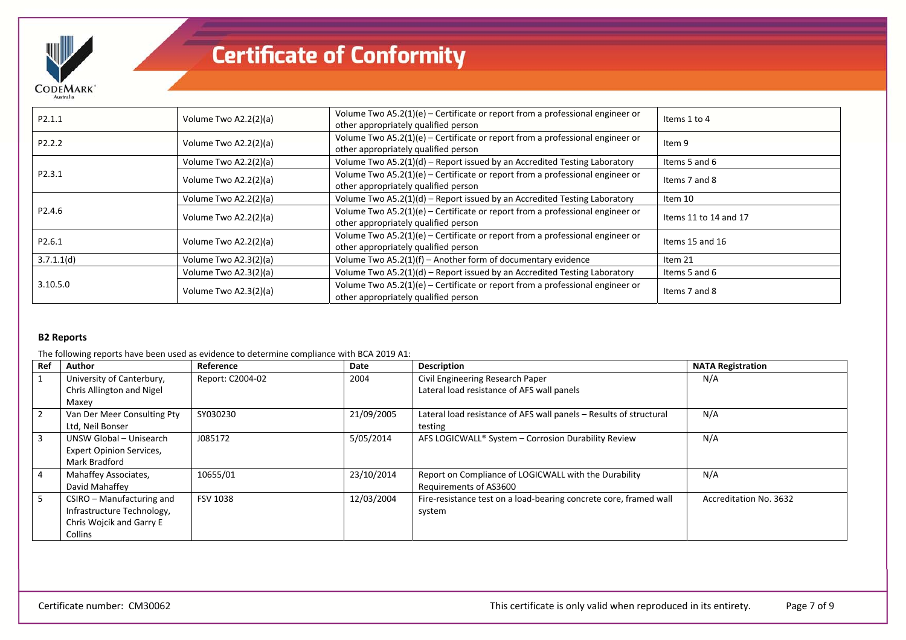| P2.1.1 | Volume Two A2.2(2)(a) | Volume Two A5.2(1)(e) – Certificate or report from a professional engineer or other appropriately qualified person | Items 1 to 4 |
|---|---|---|---|
| P2.2.2 | Volume Two A2.2(2)(a) | Volume Two A5.2(1)(e) – Certificate or report from a professional engineer or other appropriately qualified person | Item 9 |
| P2.3.1 | Volume Two A2.2(2)(a) | Volume Two A5.2(1)(d) – Report issued by an Accredited Testing Laboratory | Items 5 and 6 |
| | Volume Two A2.2(2)(a) | Volume Two A5.2(1)(e) – Certificate or report from a professional engineer or other appropriately qualified person | Items 7 and 8 |
| P2.4.6 | Volume Two A2.2(2)(a) | Volume Two A5.2(1)(d) – Report issued by an Accredited Testing Laboratory | Item 10 |
| | Volume Two A2.2(2)(a) | Volume Two A5.2(1)(e) – Certificate or report from a professional engineer or other appropriately qualified person | Items 11 to 14 and 17 |
| P2.6.1 | Volume Two A2.2(2)(a) | Volume Two A5.2(1)(e) – Certificate or report from a professional engineer or other appropriately qualified person | Items 15 and 16 |
| 3.7.1.1(d) | Volume Two A2.3(2)(a) | Volume Two A5.2(1)(f) – Another form of documentary evidence | Item 21 |
| 3.10.5.0 | Volume Two A2.3(2)(a) | Volume Two A5.2(1)(d) – Report issued by an Accredited Testing Laboratory | Items 5 and 6 |
| | Volume Two A2.3(2)(a) | Volume Two A5.2(1)(e) – Certificate or report from a professional engineer or other appropriately qualified person | Items 7 and 8 |

**B2 Reports**

The following reports have been used as evidence to determine compliance with BCA 2019 A1:

| Ref | Author | Reference | Date | Description | NATA Registration |
|---|---|---|---|---|---|
| 1 | University of Canterbury, Chris Allington and Nigel Maxey | Report: C2004-02 | 2004 | Civil Engineering Research Paper<br>Lateral load resistance of AFS wall panels | N/A |
| 2 | Van Der Meer Consulting Pty Ltd, Neil Bonser | SY030230 | 21/09/2005 | Lateral load resistance of AFS wall panels – Results of structural testing | N/A |
| 3 | UNSW Global – Unisearch Expert Opinion Services, Mark Bradford | J085172 | 5/05/2014 | AFS LOGICWALL® System – Corrosion Durability Review | N/A |
| 4 | Mahaffey Associates, David Mahaffey | 10655/01 | 23/10/2014 | Report on Compliance of LOGICWALL with the Durability Requirements of AS3600 | N/A |
| 5 | CSIRO – Manufacturing and Infrastructure Technology, Chris Wojcik and Garry E Collins | FSV 1038 | 12/03/2004 | Fire-resistance test on a load-bearing concrete core, framed wall system | Accreditation No. 3632 |

Certificate number: CM30062

This certificate is only valid when reproduced in its entirety.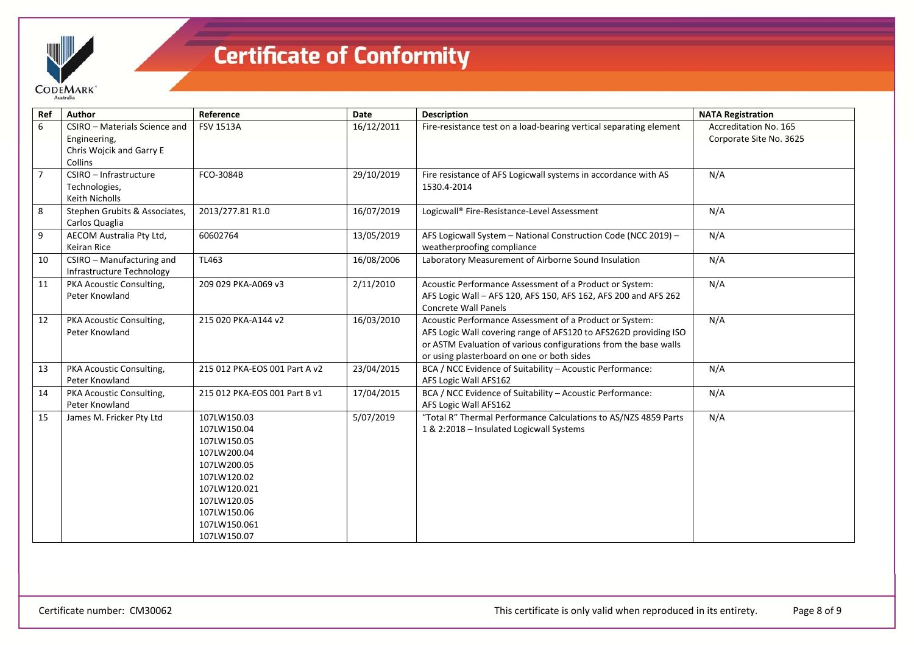# Certificate of Conformity

| Ref | Author | Reference | Date | Description | NATA Registration |
|---|---|---|---|---|---|
| 6 | CSIRO – Materials Science and Engineering, Chris Wojcik and Garry E Collins | FSV 1513A | 16/12/2011 | Fire-resistance test on a load-bearing vertical separating element | Accreditation No. 165 Corporate Site No. 3625 |
| 7 | CSIRO – Infrastructure Technologies, Keith Nicholls | FCO-3084B | 29/10/2019 | Fire resistance of AFS Logicwall systems in accordance with AS 1530.4-2014 | N/A |
| 8 | Stephen Grubits & Associates, Carlos Quaglia | 2013/277.81 R1.0 | 16/07/2019 | Logicwall® Fire-Resistance-Level Assessment | N/A |
| 9 | AECOM Australia Pty Ltd, Keiran Rice | 60602764 | 13/05/2019 | AFS Logicwall System – National Construction Code (NCC 2019) – weatherproofing compliance | N/A |
| 10 | CSIRO – Manufacturing and Infrastructure Technology | TL463 | 16/08/2006 | Laboratory Measurement of Airborne Sound Insulation | N/A |
| 11 | PKA Acoustic Consulting, Peter Knowland | 209 029 PKA-A069 v3 | 2/11/2010 | Acoustic Performance Assessment of a Product or System: AFS Logic Wall – AFS 120, AFS 150, AFS 162, AFS 200 and AFS 262 Concrete Wall Panels | N/A |
| 12 | PKA Acoustic Consulting, Peter Knowland | 215 020 PKA-A144 v2 | 16/03/2010 | Acoustic Performance Assessment of a Product or System: AFS Logic Wall covering range of AFS120 to AFS262D providing ISO or ASTM Evaluation of various configurations from the base walls or using plasterboard on one or both sides | N/A |
| 13 | PKA Acoustic Consulting, Peter Knowland | 215 012 PKA-EOS 001 Part A v2 | 23/04/2015 | BCA / NCC Evidence of Suitability – Acoustic Performance: AFS Logic Wall AFS162 | N/A |
| 14 | PKA Acoustic Consulting, Peter Knowland | 215 012 PKA-EOS 001 Part B v1 | 17/04/2015 | BCA / NCC Evidence of Suitability – Acoustic Performance: AFS Logic Wall AFS162 | N/A |
| 15 | James M. Fricker Pty Ltd | 107LW150.03<br>107LW150.04<br>107LW150.05<br>107LW200.04<br>107LW200.05<br>107LW120.02<br>107LW120.021<br>107LW120.05<br>107LW150.06<br>107LW150.061<br>107LW150.07 | 5/07/2019 | "Total R" Thermal Performance Calculations to AS/NZS 4859 Parts 1 & 2:2018 – Insulated Logicwall Systems | N/A |

Certificate number: CM30062

This certificate is only valid when reproduced in its entirety.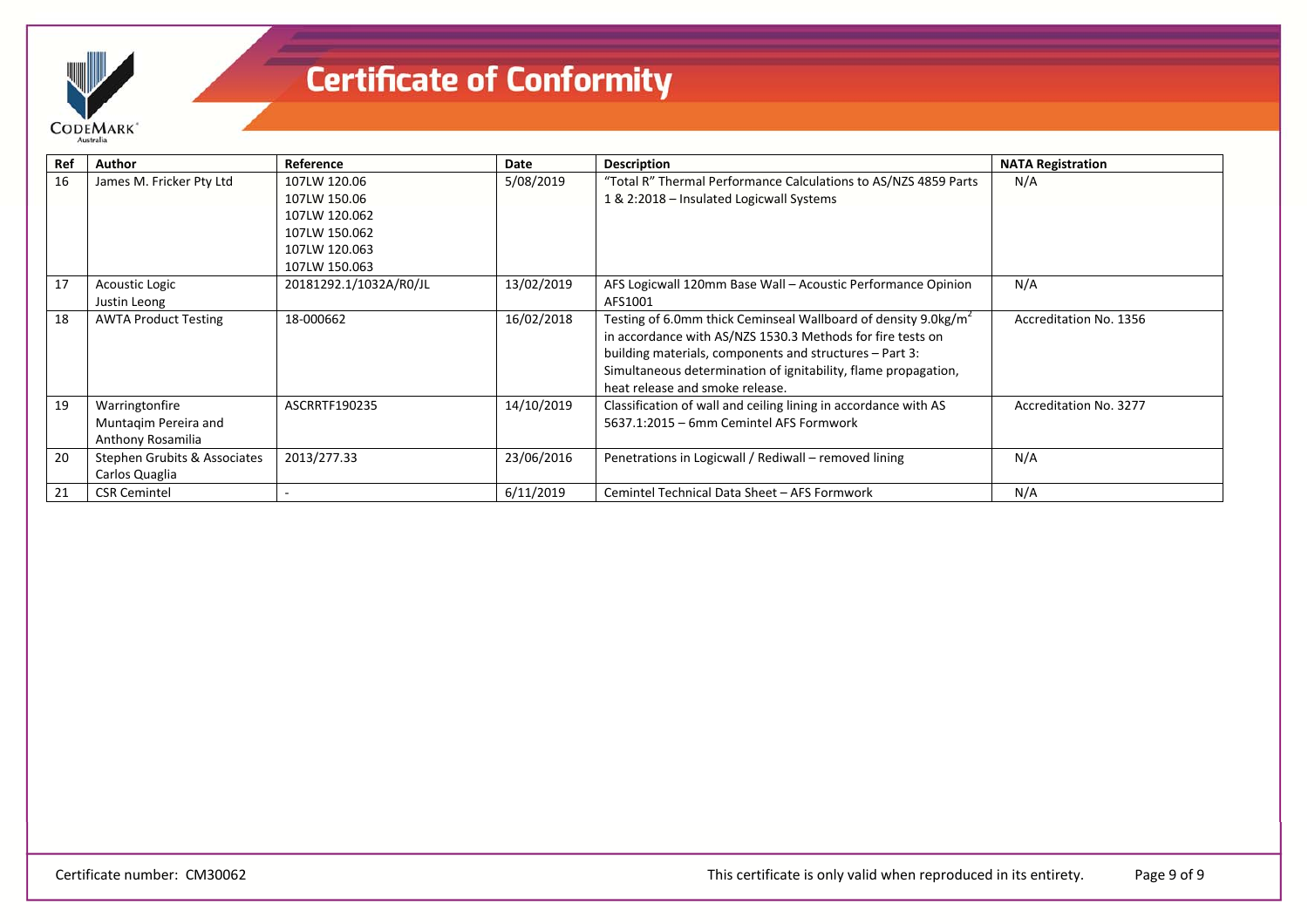# Certificate of Conformity

| Ref | Author | Reference | Date | Description | NATA Registration |
|---|---|---|---|---|---|
| 16 | James M. Fricker Pty Ltd | 107LW 120.06<br>107LW 150.06<br>107LW 120.062<br>107LW 150.062<br>107LW 120.063<br>107LW 150.063 | 5/08/2019 | "Total R" Thermal Performance Calculations to AS/NZS 4859 Parts 1 & 2:2018 – Insulated Logicwall Systems | N/A |
| 17 | Acoustic Logic<br>Justin Leong | 20181292.1/1032A/R0/JL | 13/02/2019 | AFS Logicwall 120mm Base Wall – Acoustic Performance Opinion AFS1001 | N/A |
| 18 | AWTA Product Testing | 18-000662 | 16/02/2018 | Testing of 6.0mm thick Ceminseal Wallboard of density 9.0kg/m$^2$ in accordance with AS/NZS 1530.3 Methods for fire tests on building materials, components and structures – Part 3: Simultaneous determination of ignitability, flame propagation, heat release and smoke release. | Accreditation No. 1356 |
| 19 | Warringtonfire<br>Muntaqim Pereira and Anthony Rosamilia | ASCRRTF190235 | 14/10/2019 | Classification of wall and ceiling lining in accordance with AS 5637.1:2015 – 6mm Cemintel AFS Formwork | Accreditation No. 3277 |
| 20 | Stephen Grubits & Associates<br>Carlos Quaglia | 2013/277.33 | 23/06/2016 | Penetrations in Logicwall / Rediwall – removed lining | N/A |
| 21 | CSR Cemintel | - | 6/11/2019 | Cemintel Technical Data Sheet – AFS Formwork | N/A |

Certificate number: CM30062

This certificate is only valid when reproduced in its entirety.